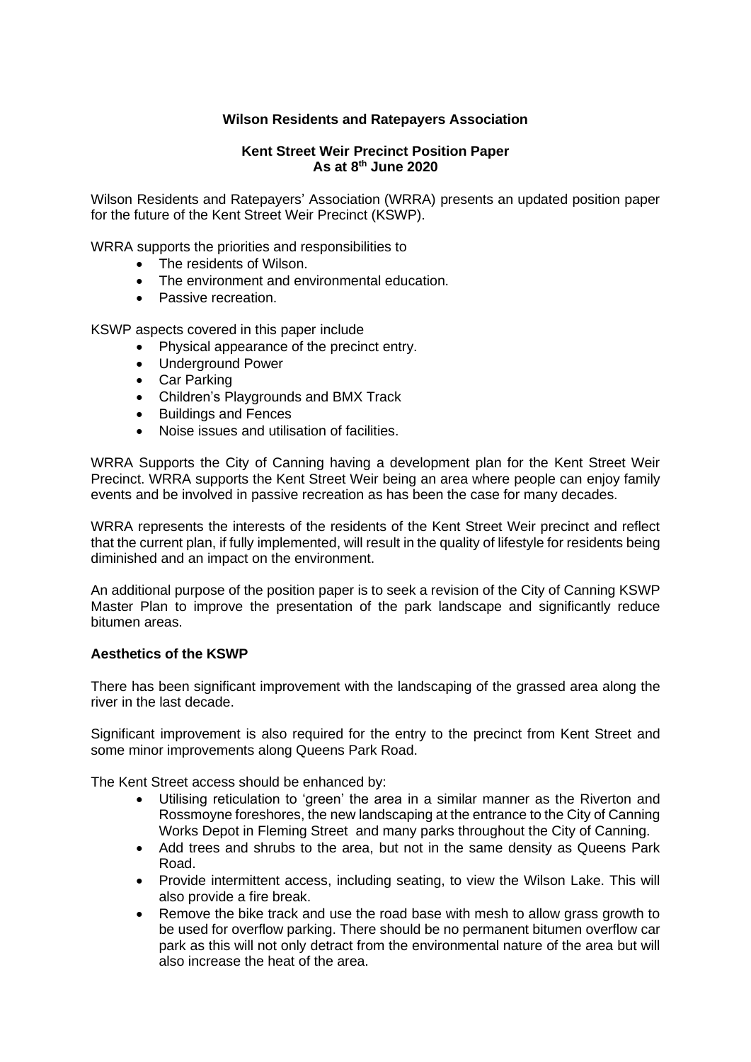**Wilson Residents and Ratepayers Association**

**Kent Street Weir Precinct Position Paper**
**As at 8th June 2020**

Wilson Residents and Ratepayers' Association (WRRA) presents an updated position paper for the future of the Kent Street Weir Precinct (KSWP).

WRRA supports the priorities and responsibilities to

- The residents of Wilson.
- The environment and environmental education.
- Passive recreation.

KSWP aspects covered in this paper include

- Physical appearance of the precinct entry.
- Underground Power
- Car Parking
- Children's Playgrounds and BMX Track
- Buildings and Fences
- Noise issues and utilisation of facilities.

WRRA Supports the City of Canning having a development plan for the Kent Street Weir Precinct. WRRA supports the Kent Street Weir being an area where people can enjoy family events and be involved in passive recreation as has been the case for many decades.

WRRA represents the interests of the residents of the Kent Street Weir precinct and reflect that the current plan, if fully implemented, will result in the quality of lifestyle for residents being diminished and an impact on the environment.

An additional purpose of the position paper is to seek a revision of the City of Canning KSWP Master Plan to improve the presentation of the park landscape and significantly reduce bitumen areas.

**Aesthetics of the KSWP**

There has been significant improvement with the landscaping of the grassed area along the river in the last decade.

Significant improvement is also required for the entry to the precinct from Kent Street and some minor improvements along Queens Park Road.

The Kent Street access should be enhanced by:

- Utilising reticulation to 'green' the area in a similar manner as the Riverton and Rossmoyne foreshores, the new landscaping at the entrance to the City of Canning Works Depot in Fleming Street and many parks throughout the City of Canning.
- Add trees and shrubs to the area, but not in the same density as Queens Park Road.
- Provide intermittent access, including seating, to view the Wilson Lake. This will also provide a fire break.
- Remove the bike track and use the road base with mesh to allow grass growth to be used for overflow parking. There should be no permanent bitumen overflow car park as this will not only detract from the environmental nature of the area but will also increase the heat of the area.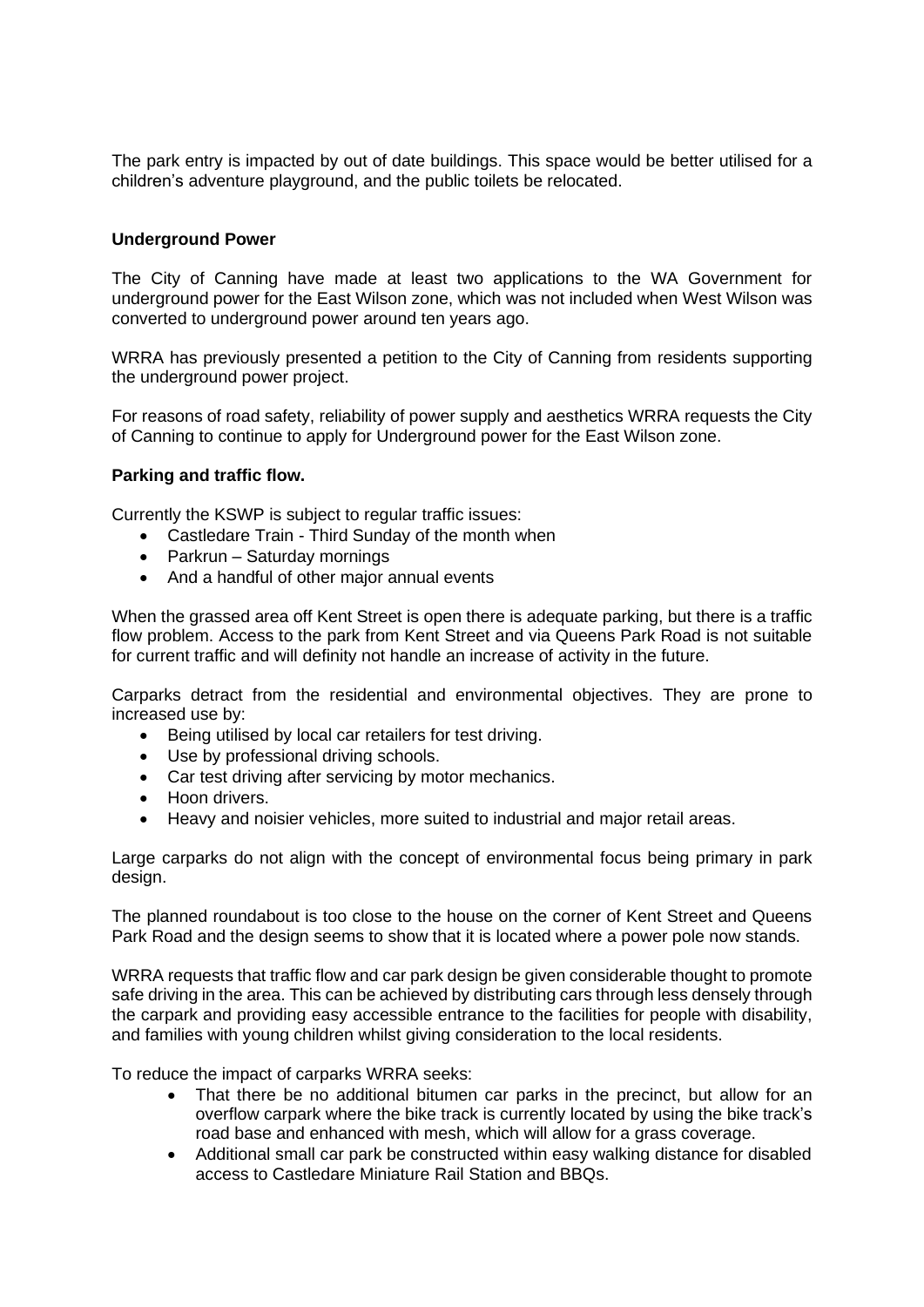The park entry is impacted by out of date buildings. This space would be better utilised for a children's adventure playground, and the public toilets be relocated.

**Underground Power**

The City of Canning have made at least two applications to the WA Government for underground power for the East Wilson zone, which was not included when West Wilson was converted to underground power around ten years ago.

WRRA has previously presented a petition to the City of Canning from residents supporting the underground power project.

For reasons of road safety, reliability of power supply and aesthetics WRRA requests the City of Canning to continue to apply for Underground power for the East Wilson zone.

**Parking and traffic flow.**

Currently the KSWP is subject to regular traffic issues:

- Castledare Train - Third Sunday of the month when
- Parkrun – Saturday mornings
- And a handful of other major annual events

When the grassed area off Kent Street is open there is adequate parking, but there is a traffic flow problem. Access to the park from Kent Street and via Queens Park Road is not suitable for current traffic and will definity not handle an increase of activity in the future.

Carparks detract from the residential and environmental objectives. They are prone to increased use by:

- Being utilised by local car retailers for test driving.
- Use by professional driving schools.
- Car test driving after servicing by motor mechanics.
- Hoon drivers.
- Heavy and noisier vehicles, more suited to industrial and major retail areas.

Large carparks do not align with the concept of environmental focus being primary in park design.

The planned roundabout is too close to the house on the corner of Kent Street and Queens Park Road and the design seems to show that it is located where a power pole now stands.

WRRA requests that traffic flow and car park design be given considerable thought to promote safe driving in the area. This can be achieved by distributing cars through less densely through the carpark and providing easy accessible entrance to the facilities for people with disability, and families with young children whilst giving consideration to the local residents.

To reduce the impact of carparks WRRA seeks:

- That there be no additional bitumen car parks in the precinct, but allow for an overflow carpark where the bike track is currently located by using the bike track's road base and enhanced with mesh, which will allow for a grass coverage.
- Additional small car park be constructed within easy walking distance for disabled access to Castledare Miniature Rail Station and BBQs.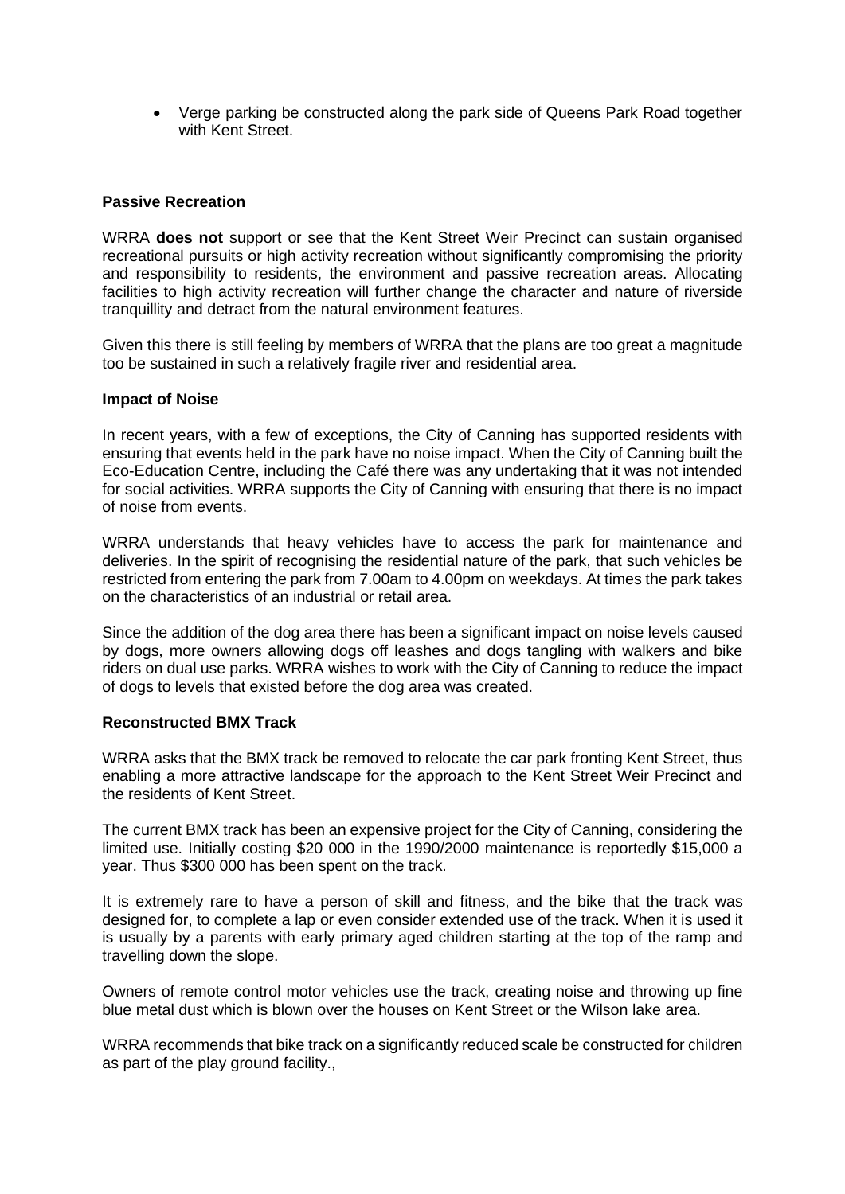- Verge parking be constructed along the park side of Queens Park Road together with Kent Street.

**Passive Recreation**

WRRA **does not** support or see that the Kent Street Weir Precinct can sustain organised recreational pursuits or high activity recreation without significantly compromising the priority and responsibility to residents, the environment and passive recreation areas. Allocating facilities to high activity recreation will further change the character and nature of riverside tranquillity and detract from the natural environment features.

Given this there is still feeling by members of WRRA that the plans are too great a magnitude too be sustained in such a relatively fragile river and residential area.

**Impact of Noise**

In recent years, with a few of exceptions, the City of Canning has supported residents with ensuring that events held in the park have no noise impact. When the City of Canning built the Eco-Education Centre, including the Café there was any undertaking that it was not intended for social activities. WRRA supports the City of Canning with ensuring that there is no impact of noise from events.

WRRA understands that heavy vehicles have to access the park for maintenance and deliveries. In the spirit of recognising the residential nature of the park, that such vehicles be restricted from entering the park from 7.00am to 4.00pm on weekdays. At times the park takes on the characteristics of an industrial or retail area.

Since the addition of the dog area there has been a significant impact on noise levels caused by dogs, more owners allowing dogs off leashes and dogs tangling with walkers and bike riders on dual use parks. WRRA wishes to work with the City of Canning to reduce the impact of dogs to levels that existed before the dog area was created.

**Reconstructed BMX Track**

WRRA asks that the BMX track be removed to relocate the car park fronting Kent Street, thus enabling a more attractive landscape for the approach to the Kent Street Weir Precinct and the residents of Kent Street.

The current BMX track has been an expensive project for the City of Canning, considering the limited use. Initially costing \$20 000 in the 1990/2000 maintenance is reportedly \$15,000 a year. Thus \$300 000 has been spent on the track.

It is extremely rare to have a person of skill and fitness, and the bike that the track was designed for, to complete a lap or even consider extended use of the track. When it is used it is usually by a parents with early primary aged children starting at the top of the ramp and travelling down the slope.

Owners of remote control motor vehicles use the track, creating noise and throwing up fine blue metal dust which is blown over the houses on Kent Street or the Wilson lake area.

WRRA recommends that bike track on a significantly reduced scale be constructed for children as part of the play ground facility.,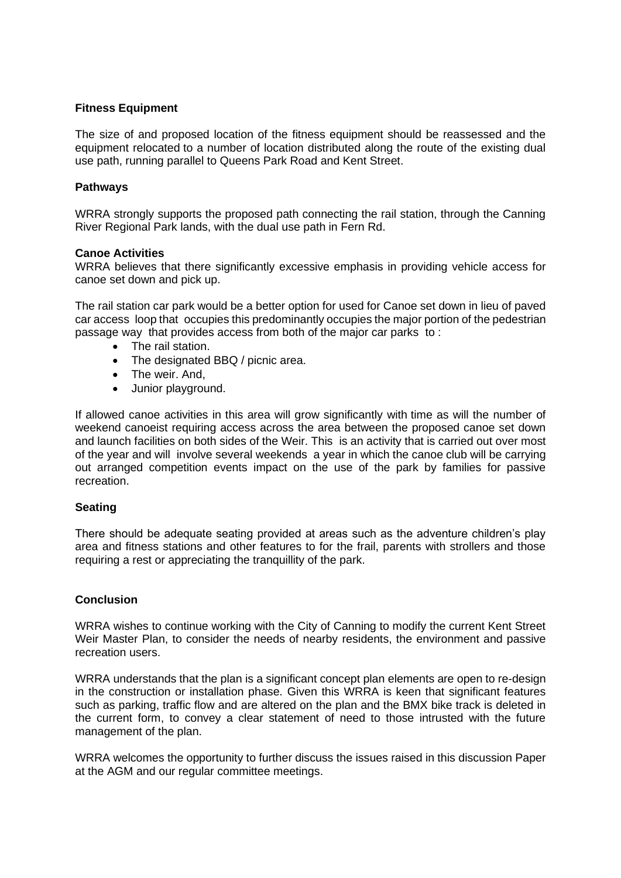**Fitness Equipment**

The size of and proposed location of the fitness equipment should be reassessed and the equipment relocated to a number of location distributed along the route of the existing dual use path, running parallel to Queens Park Road and Kent Street.

**Pathways**

WRRA strongly supports the proposed path connecting the rail station, through the Canning River Regional Park lands, with the dual use path in Fern Rd.

**Canoe Activities**

WRRA believes that there significantly excessive emphasis in providing vehicle access for canoe set down and pick up.

The rail station car park would be a better option for used for Canoe set down in lieu of paved car access loop that occupies this predominantly occupies the major portion of the pedestrian passage way that provides access from both of the major car parks to :

- The rail station.
- The designated BBQ / picnic area.
- The weir. And,
- Junior playground.

If allowed canoe activities in this area will grow significantly with time as will the number of weekend canoeist requiring access across the area between the proposed canoe set down and launch facilities on both sides of the Weir. This is an activity that is carried out over most of the year and will involve several weekends a year in which the canoe club will be carrying out arranged competition events impact on the use of the park by families for passive recreation.

**Seating**

There should be adequate seating provided at areas such as the adventure children's play area and fitness stations and other features to for the frail, parents with strollers and those requiring a rest or appreciating the tranquillity of the park.

**Conclusion**

WRRA wishes to continue working with the City of Canning to modify the current Kent Street Weir Master Plan, to consider the needs of nearby residents, the environment and passive recreation users.

WRRA understands that the plan is a significant concept plan elements are open to re-design in the construction or installation phase. Given this WRRA is keen that significant features such as parking, traffic flow and are altered on the plan and the BMX bike track is deleted in the current form, to convey a clear statement of need to those intrusted with the future management of the plan.

WRRA welcomes the opportunity to further discuss the issues raised in this discussion Paper at the AGM and our regular committee meetings.